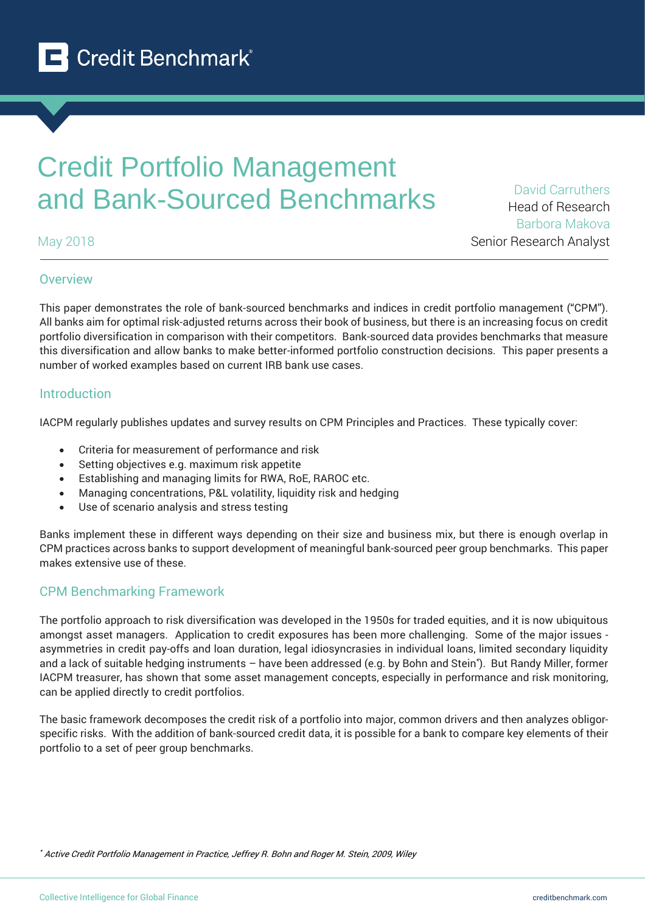Credit Benchmark

# Credit Portfolio Management and Bank-Sourced Benchmarks

May 2018

David Carruthers
Head of Research
Barbora Makova
Senior Research Analyst

## Overview

This paper demonstrates the role of bank-sourced benchmarks and indices in credit portfolio management ("CPM"). All banks aim for optimal risk-adjusted returns across their book of business, but there is an increasing focus on credit portfolio diversification in comparison with their competitors. Bank-sourced data provides benchmarks that measure this diversification and allow banks to make better-informed portfolio construction decisions. This paper presents a number of worked examples based on current IRB bank use cases.

## Introduction

IACPM regularly publishes updates and survey results on CPM Principles and Practices. These typically cover:

- Criteria for measurement of performance and risk
- Setting objectives e.g. maximum risk appetite
- Establishing and managing limits for RWA, RoE, RAROC etc.
- Managing concentrations, P&L volatility, liquidity risk and hedging
- Use of scenario analysis and stress testing

Banks implement these in different ways depending on their size and business mix, but there is enough overlap in CPM practices across banks to support development of meaningful bank-sourced peer group benchmarks. This paper makes extensive use of these.

## CPM Benchmarking Framework

The portfolio approach to risk diversification was developed in the 1950s for traded equities, and it is now ubiquitous amongst asset managers. Application to credit exposures has been more challenging. Some of the major issues - asymmetries in credit pay-offs and loan duration, legal idiosyncrasies in individual loans, limited secondary liquidity and a lack of suitable hedging instruments – have been addressed (e.g. by Bohn and Stein*). But Randy Miller, former IACPM treasurer, has shown that some asset management concepts, especially in performance and risk monitoring, can be applied directly to credit portfolios.

The basic framework decomposes the credit risk of a portfolio into major, common drivers and then analyzes obligor-specific risks. With the addition of bank-sourced credit data, it is possible for a bank to compare key elements of their portfolio to a set of peer group benchmarks.

\* *Active Credit Portfolio Management in Practice, Jeffrey R. Bohn and Roger M. Stein, 2009, Wiley*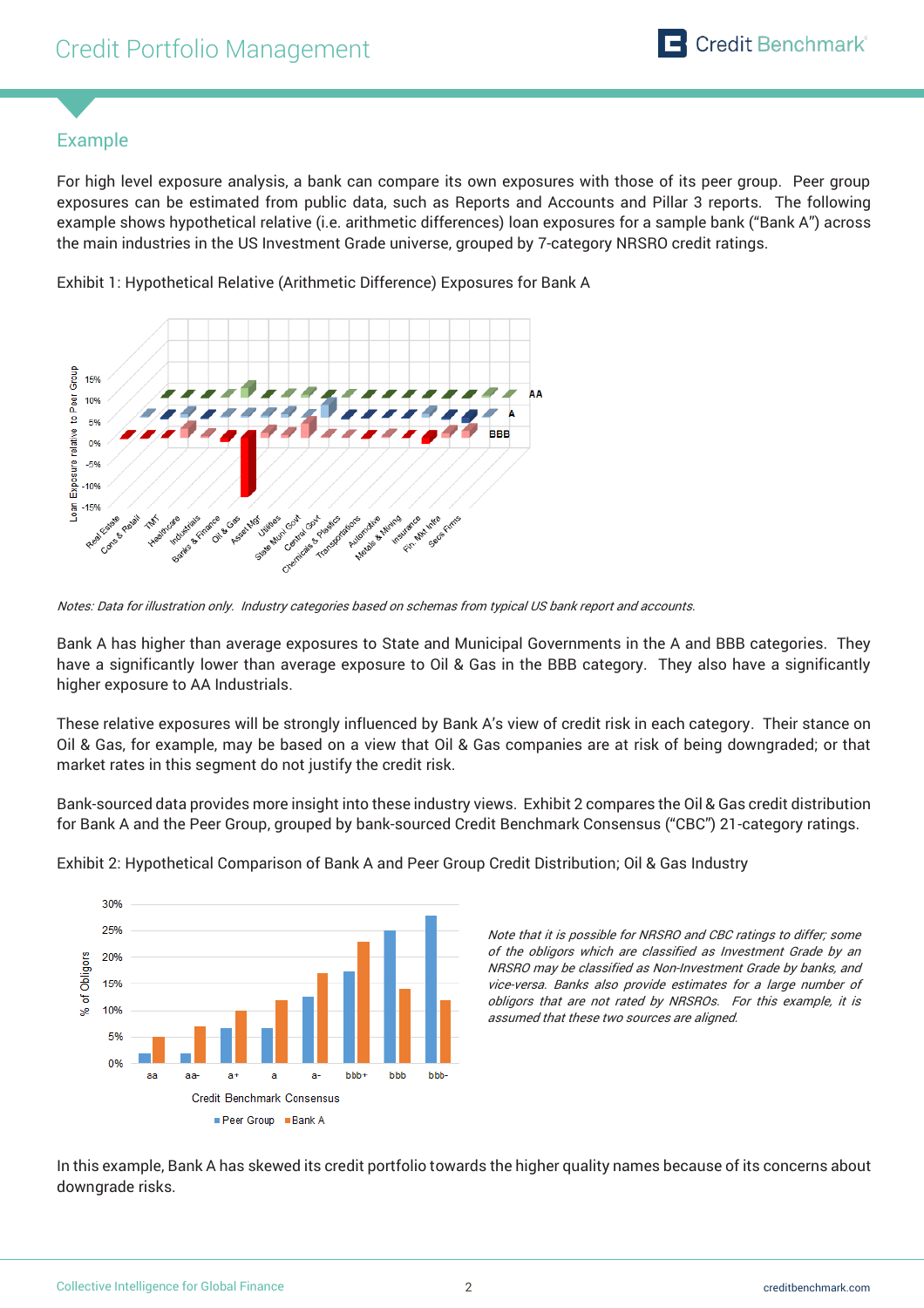## Example

For high level exposure analysis, a bank can compare its own exposures with those of its peer group. Peer group exposures can be estimated from public data, such as Reports and Accounts and Pillar 3 reports. The following example shows hypothetical relative (i.e. arithmetic differences) loan exposures for a sample bank ("Bank A") across the main industries in the US Investment Grade universe, grouped by 7-category NRSRO credit ratings.

Exhibit 1: Hypothetical Relative (Arithmetic Difference) Exposures for Bank A

*Notes: Data for illustration only. Industry categories based on schemas from typical US bank report and accounts.*

Bank A has higher than average exposures to State and Municipal Governments in the A and BBB categories. They have a significantly lower than average exposure to Oil & Gas in the BBB category. They also have a significantly higher exposure to AA Industrials.

These relative exposures will be strongly influenced by Bank A's view of credit risk in each category. Their stance on Oil & Gas, for example, may be based on a view that Oil & Gas companies are at risk of being downgraded; or that market rates in this segment do not justify the credit risk.

Bank-sourced data provides more insight into these industry views. Exhibit 2 compares the Oil & Gas credit distribution for Bank A and the Peer Group, grouped by bank-sourced Credit Benchmark Consensus ("CBC") 21-category ratings.

Exhibit 2: Hypothetical Comparison of Bank A and Peer Group Credit Distribution; Oil & Gas Industry

*Note that it is possible for NRSRO and CBC ratings to differ; some of the obligors which are classified as Investment Grade by an NRSRO may be classified as Non-Investment Grade by banks, and vice-versa. Banks also provide estimates for a large number of obligors that are not rated by NRSROs. For this example, it is assumed that these two sources are aligned.*

In this example, Bank A has skewed its credit portfolio towards the higher quality names because of its concerns about downgrade risks.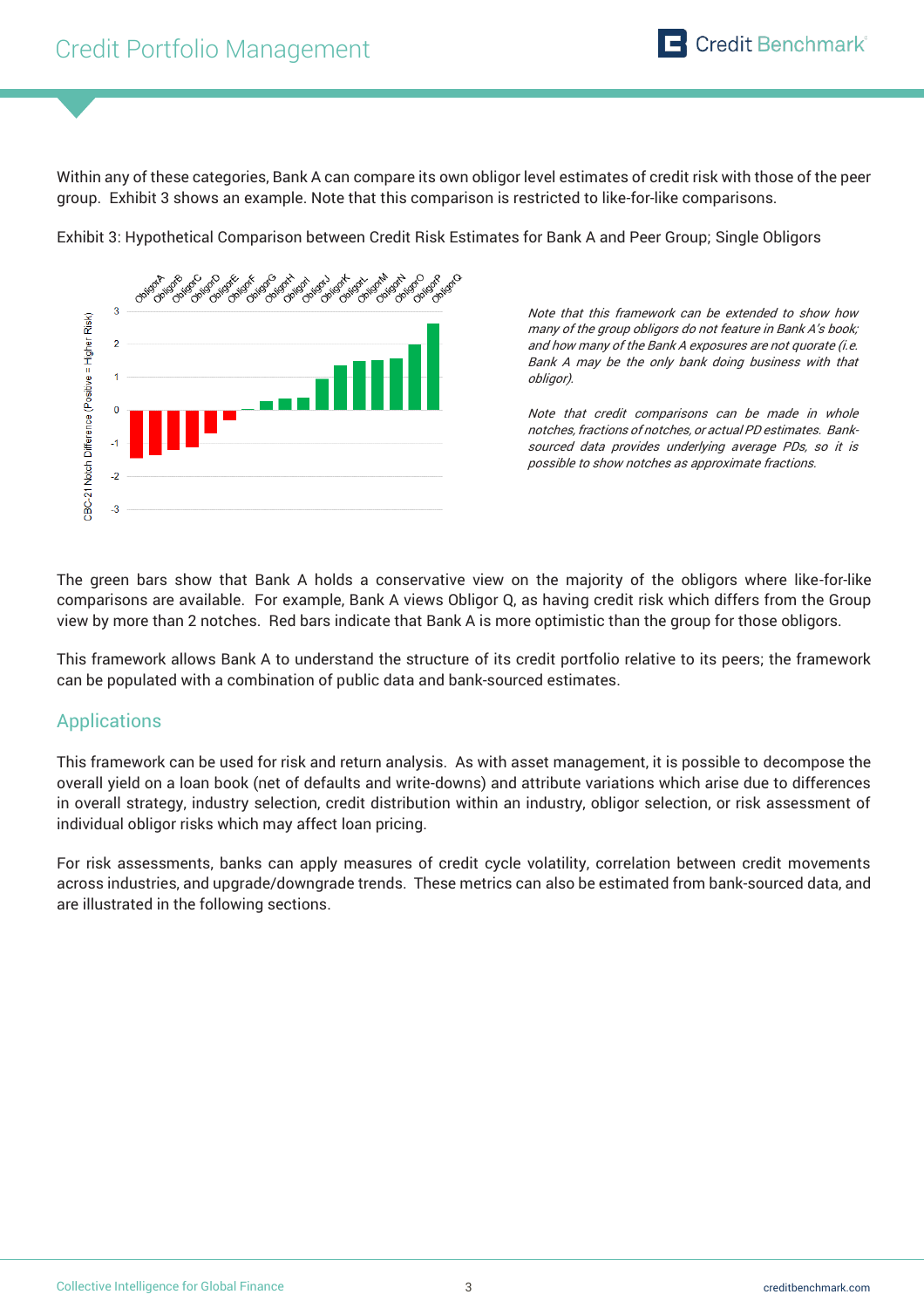Within any of these categories, Bank A can compare its own obligor level estimates of credit risk with those of the peer group. Exhibit 3 shows an example. Note that this comparison is restricted to like-for-like comparisons.

Exhibit 3: Hypothetical Comparison between Credit Risk Estimates for Bank A and Peer Group; Single Obligors

*Note that this framework can be extended to show how many of the group obligors do not feature in Bank A's book; and how many of the Bank A exposures are not quorate (i.e. Bank A may be the only bank doing business with that obligor).*

*Note that credit comparisons can be made in whole notches, fractions of notches, or actual PD estimates. Bank-sourced data provides underlying average PDs, so it is possible to show notches as approximate fractions.*

The green bars show that Bank A holds a conservative view on the majority of the obligors where like-for-like comparisons are available. For example, Bank A views Obligor Q, as having credit risk which differs from the Group view by more than 2 notches. Red bars indicate that Bank A is more optimistic than the group for those obligors.

This framework allows Bank A to understand the structure of its credit portfolio relative to its peers; the framework can be populated with a combination of public data and bank-sourced estimates.

## Applications

This framework can be used for risk and return analysis. As with asset management, it is possible to decompose the overall yield on a loan book (net of defaults and write-downs) and attribute variations which arise due to differences in overall strategy, industry selection, credit distribution within an industry, obligor selection, or risk assessment of individual obligor risks which may affect loan pricing.

For risk assessments, banks can apply measures of credit cycle volatility, correlation between credit movements across industries, and upgrade/downgrade trends. These metrics can also be estimated from bank-sourced data, and are illustrated in the following sections.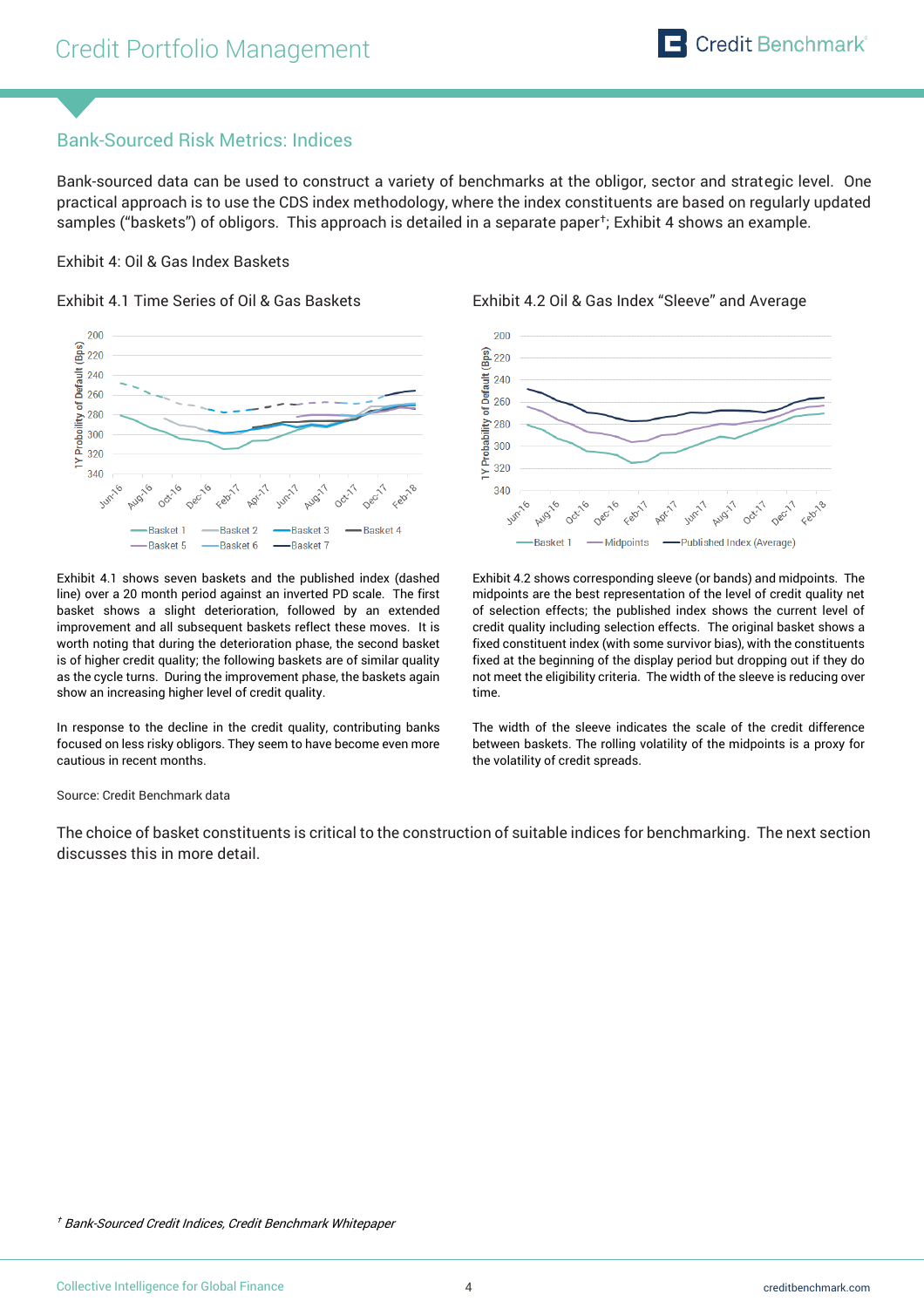## Bank-Sourced Risk Metrics: Indices

Bank-sourced data can be used to construct a variety of benchmarks at the obligor, sector and strategic level. One practical approach is to use the CDS index methodology, where the index constituents are based on regularly updated samples ("baskets") of obligors. This approach is detailed in a separate paper†; Exhibit 4 shows an example.

Exhibit 4: Oil & Gas Index Baskets

Exhibit 4.1 Time Series of Oil & Gas Baskets

Exhibit 4.1 shows seven baskets and the published index (dashed line) over a 20 month period against an inverted PD scale. The first basket shows a slight deterioration, followed by an extended improvement and all subsequent baskets reflect these moves. It is worth noting that during the deterioration phase, the second basket is of higher credit quality; the following baskets are of similar quality as the cycle turns. During the improvement phase, the baskets again show an increasing higher level of credit quality.

In response to the decline in the credit quality, contributing banks focused on less risky obligors. They seem to have become even more cautious in recent months.

Exhibit 4.2 Oil & Gas Index "Sleeve" and Average

Exhibit 4.2 shows corresponding sleeve (or bands) and midpoints. The midpoints are the best representation of the level of credit quality net of selection effects; the published index shows the current level of credit quality including selection effects. The original basket shows a fixed constituent index (with some survivor bias), with the constituents fixed at the beginning of the display period but dropping out if they do not meet the eligibility criteria. The width of the sleeve is reducing over time.

The width of the sleeve indicates the scale of the credit difference between baskets. The rolling volatility of the midpoints is a proxy for the volatility of credit spreads.

Source: Credit Benchmark data

The choice of basket constituents is critical to the construction of suitable indices for benchmarking. The next section discusses this in more detail.

† *Bank-Sourced Credit Indices, Credit Benchmark Whitepaper*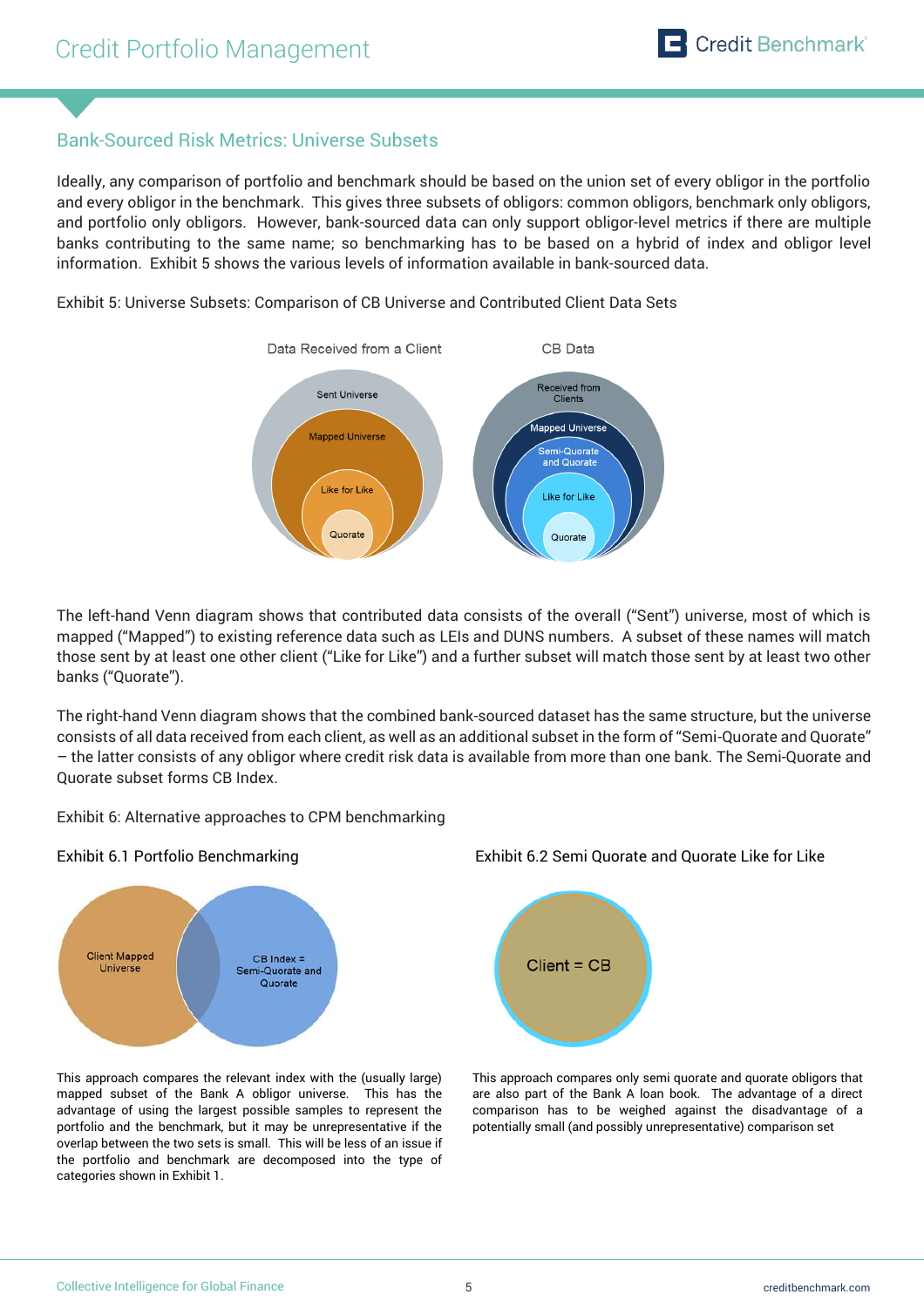## Bank-Sourced Risk Metrics: Universe Subsets

Ideally, any comparison of portfolio and benchmark should be based on the union set of every obligor in the portfolio and every obligor in the benchmark. This gives three subsets of obligors: common obligors, benchmark only obligors, and portfolio only obligors. However, bank-sourced data can only support obligor-level metrics if there are multiple banks contributing to the same name; so benchmarking has to be based on a hybrid of index and obligor level information. Exhibit 5 shows the various levels of information available in bank-sourced data.

Exhibit 5: Universe Subsets: Comparison of CB Universe and Contributed Client Data Sets

Data Received from a Client: Sent Universe, Mapped Universe, Like for Like, Quorate

CB Data: Received from Clients, Mapped Universe, Semi-Quorate and Quorate, Like for Like, Quorate

The left-hand Venn diagram shows that contributed data consists of the overall ("Sent") universe, most of which is mapped ("Mapped") to existing reference data such as LEIs and DUNS numbers. A subset of these names will match those sent by at least one other client ("Like for Like") and a further subset will match those sent by at least two other banks ("Quorate").

The right-hand Venn diagram shows that the combined bank-sourced dataset has the same structure, but the universe consists of all data received from each client, as well as an additional subset in the form of "Semi-Quorate and Quorate" – the latter consists of any obligor where credit risk data is available from more than one bank. The Semi-Quorate and Quorate subset forms CB Index.

Exhibit 6: Alternative approaches to CPM benchmarking

Exhibit 6.1 Portfolio Benchmarking

Client Mapped Universe | CB Index = Semi-Quorate and Quorate

This approach compares the relevant index with the (usually large) mapped subset of the Bank A obligor universe. This has the advantage of using the largest possible samples to represent the portfolio and the benchmark, but it may be unrepresentative if the overlap between the two sets is small. This will be less of an issue if the portfolio and benchmark are decomposed into the type of categories shown in Exhibit 1.

Exhibit 6.2 Semi Quorate and Quorate Like for Like

Client = CB

This approach compares only semi quorate and quorate obligors that are also part of the Bank A loan book. The advantage of a direct comparison has to be weighed against the disadvantage of a potentially small (and possibly unrepresentative) comparison set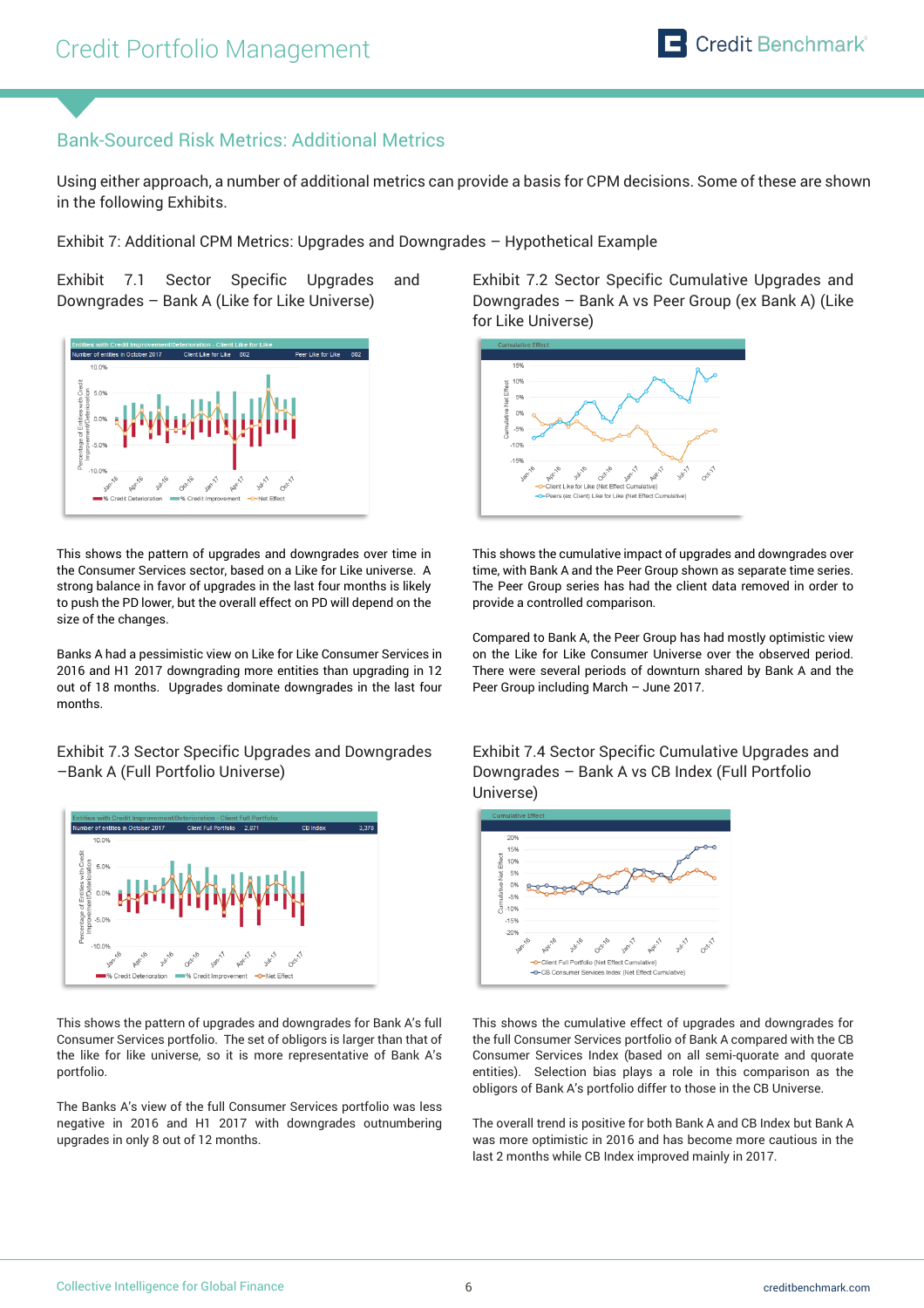## Bank-Sourced Risk Metrics: Additional Metrics

Using either approach, a number of additional metrics can provide a basis for CPM decisions. Some of these are shown in the following Exhibits.

Exhibit 7: Additional CPM Metrics: Upgrades and Downgrades – Hypothetical Example

### Exhibit 7.1 Sector Specific Upgrades and Downgrades – Bank A (Like for Like Universe)

This shows the pattern of upgrades and downgrades over time in the Consumer Services sector, based on a Like for Like universe. A strong balance in favor of upgrades in the last four months is likely to push the PD lower, but the overall effect on PD will depend on the size of the changes.

Banks A had a pessimistic view on Like for Like Consumer Services in 2016 and H1 2017 downgrading more entities than upgrading in 12 out of 18 months. Upgrades dominate downgrades in the last four months.

### Exhibit 7.2 Sector Specific Cumulative Upgrades and Downgrades – Bank A vs Peer Group (ex Bank A) (Like for Like Universe)

This shows the cumulative impact of upgrades and downgrades over time, with Bank A and the Peer Group shown as separate time series. The Peer Group series has had the client data removed in order to provide a controlled comparison.

Compared to Bank A, the Peer Group has had mostly optimistic view on the Like for Like Consumer Universe over the observed period. There were several periods of downturn shared by Bank A and the Peer Group including March – June 2017.

### Exhibit 7.3 Sector Specific Upgrades and Downgrades –Bank A (Full Portfolio Universe)

This shows the pattern of upgrades and downgrades for Bank A's full Consumer Services portfolio. The set of obligors is larger than that of the like for like universe, so it is more representative of Bank A's portfolio.

The Banks A's view of the full Consumer Services portfolio was less negative in 2016 and H1 2017 with downgrades outnumbering upgrades in only 8 out of 12 months.

### Exhibit 7.4 Sector Specific Cumulative Upgrades and Downgrades – Bank A vs CB Index (Full Portfolio Universe)

This shows the cumulative effect of upgrades and downgrades for the full Consumer Services portfolio of Bank A compared with the CB Consumer Services Index (based on all semi-quorate and quorate entities). Selection bias plays a role in this comparison as the obligors of Bank A's portfolio differ to those in the CB Universe.

The overall trend is positive for both Bank A and CB Index but Bank A was more optimistic in 2016 and has become more cautious in the last 2 months while CB Index improved mainly in 2017.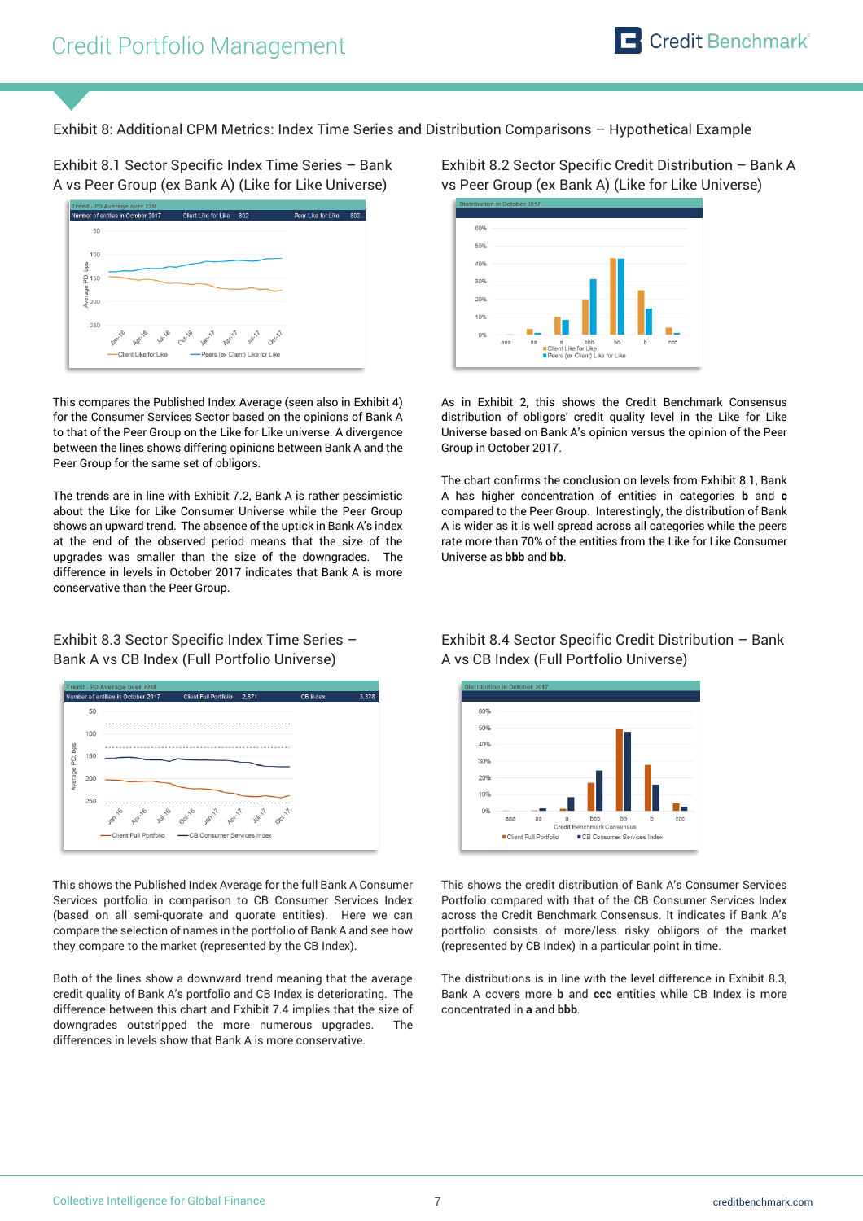Exhibit 8: Additional CPM Metrics: Index Time Series and Distribution Comparisons – Hypothetical Example

### Exhibit 8.1 Sector Specific Index Time Series – Bank A vs Peer Group (ex Bank A) (Like for Like Universe)

This compares the Published Index Average (seen also in Exhibit 4) for the Consumer Services Sector based on the opinions of Bank A to that of the Peer Group on the Like for Like universe. A divergence between the lines shows differing opinions between Bank A and the Peer Group for the same set of obligors.

The trends are in line with Exhibit 7.2, Bank A is rather pessimistic about the Like for Like Consumer Universe while the Peer Group shows an upward trend. The absence of the uptick in Bank A's index at the end of the observed period means that the size of the upgrades was smaller than the size of the downgrades. The difference in levels in October 2017 indicates that Bank A is more conservative than the Peer Group.

### Exhibit 8.2 Sector Specific Credit Distribution – Bank A vs Peer Group (ex Bank A) (Like for Like Universe)

As in Exhibit 2, this shows the Credit Benchmark Consensus distribution of obligors' credit quality level in the Like for Like Universe based on Bank A's opinion versus the opinion of the Peer Group in October 2017.

The chart confirms the conclusion on levels from Exhibit 8.1, Bank A has higher concentration of entities in categories **b** and **c** compared to the Peer Group. Interestingly, the distribution of Bank A is wider as it is well spread across all categories while the peers rate more than 70% of the entities from the Like for Like Consumer Universe as **bbb** and **bb**.

### Exhibit 8.3 Sector Specific Index Time Series – Bank A vs CB Index (Full Portfolio Universe)

This shows the Published Index Average for the full Bank A Consumer Services portfolio in comparison to CB Consumer Services Index (based on all semi-quorate and quorate entities). Here we can compare the selection of names in the portfolio of Bank A and see how they compare to the market (represented by the CB Index).

Both of the lines show a downward trend meaning that the average credit quality of Bank A's portfolio and CB Index is deteriorating. The difference between this chart and Exhibit 7.4 implies that the size of downgrades outstripped the more numerous upgrades. The differences in levels show that Bank A is more conservative.

### Exhibit 8.4 Sector Specific Credit Distribution – Bank A vs CB Index (Full Portfolio Universe)

This shows the credit distribution of Bank A's Consumer Services Portfolio compared with that of the CB Consumer Services Index across the Credit Benchmark Consensus. It indicates if Bank A's portfolio consists of more/less risky obligors of the market (represented by CB Index) in a particular point in time.

The distributions is in line with the level difference in Exhibit 8.3, Bank A covers more **b** and **ccc** entities while CB Index is more concentrated in **a** and **bbb**.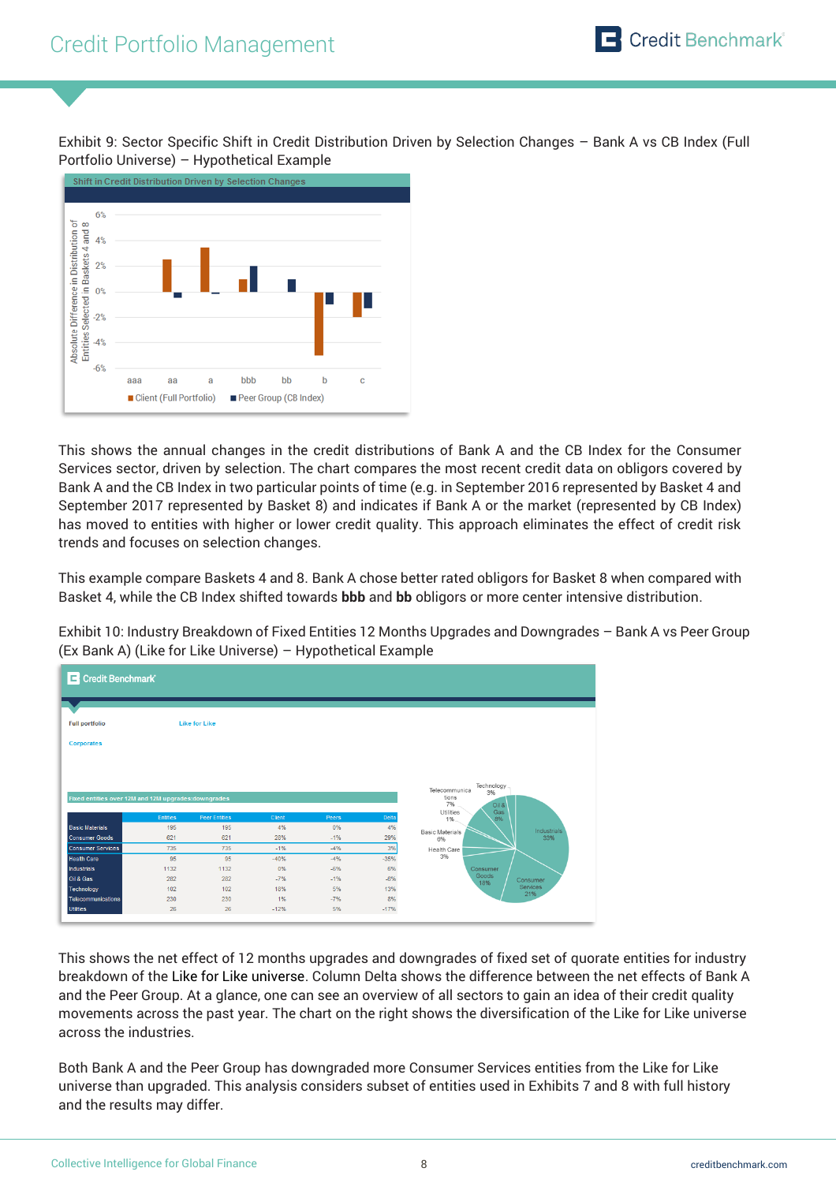Exhibit 9: Sector Specific Shift in Credit Distribution Driven by Selection Changes – Bank A vs CB Index (Full Portfolio Universe) – Hypothetical Example

This shows the annual changes in the credit distributions of Bank A and the CB Index for the Consumer Services sector, driven by selection. The chart compares the most recent credit data on obligors covered by Bank A and the CB Index in two particular points of time (e.g. in September 2016 represented by Basket 4 and September 2017 represented by Basket 8) and indicates if Bank A or the market (represented by CB Index) has moved to entities with higher or lower credit quality. This approach eliminates the effect of credit risk trends and focuses on selection changes.

This example compare Baskets 4 and 8. Bank A chose better rated obligors for Basket 8 when compared with Basket 4, while the CB Index shifted towards **bbb** and **bb** obligors or more center intensive distribution.

Exhibit 10: Industry Breakdown of Fixed Entities 12 Months Upgrades and Downgrades – Bank A vs Peer Group (Ex Bank A) (Like for Like Universe) – Hypothetical Example

Fixed entities over 12M and 12M upgrades/downgrades

| | Entities | Peer Entities | Client | Peers | Delta |
|---|---|---|---|---|---|
| Basic Materials | 195 | 195 | 4% | 0% | 4% |
| Consumer Goods | 621 | 621 | 28% | -1% | 29% |
| Consumer Services | 735 | 735 | -1% | -4% | 3% |
| Health Care | 95 | 95 | -40% | -4% | -35% |
| Industrials | 1132 | 1132 | 0% | -6% | 6% |
| Oil & Gas | 282 | 282 | -7% | -1% | -6% |
| Technology | 102 | 102 | 18% | 5% | 13% |
| Telecommunications | 230 | 230 | 1% | -7% | 8% |
| Utilities | 26 | 26 | -12% | 5% | -17% |

This shows the net effect of 12 months upgrades and downgrades of fixed set of quorate entities for industry breakdown of the Like for Like universe. Column Delta shows the difference between the net effects of Bank A and the Peer Group. At a glance, one can see an overview of all sectors to gain an idea of their credit quality movements across the past year. The chart on the right shows the diversification of the Like for Like universe across the industries.

Both Bank A and the Peer Group has downgraded more Consumer Services entities from the Like for Like universe than upgraded. This analysis considers subset of entities used in Exhibits 7 and 8 with full history and the results may differ.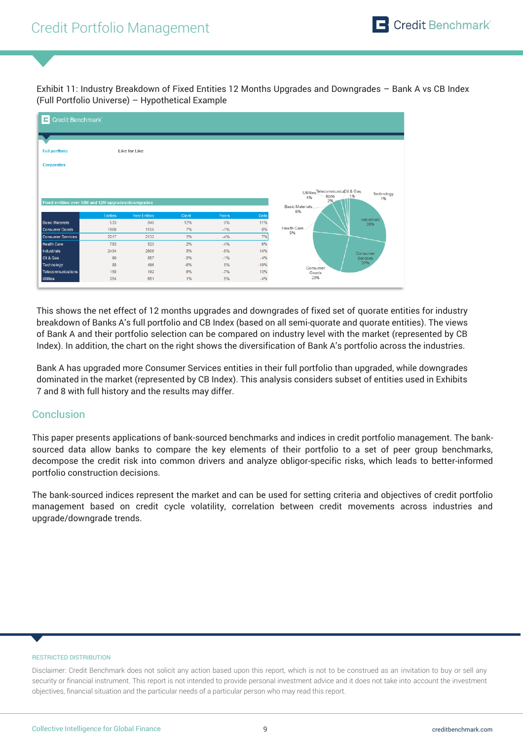Exhibit 11: Industry Breakdown of Fixed Entities 12 Months Upgrades and Downgrades – Bank A vs CB Index (Full Portfolio Universe) – Hypothetical Example

Credit Benchmark

Full portfolio

Like for Like

Corporates

Fixed entities over 12M and 12M upgrades:downgrades

| | Entities | Peer Entities | Client | Peers | Delta |
|---|---|---|---|---|---|
| Basic Materials | 533 | 846 | 12% | 0% | 11% |
| Consumer Goods | 1960 | 1156 | 7% | -1% | 8% |
| Consumer Services | 2217 | 2132 | 3% | -4% | 7% |
| Health Care | 783 | 520 | 2% | -4% | 6% |
| Industrials | 2404 | 2606 | 8% | -6% | 14% |
| Oil & Gas | 90 | 857 | -5% | -1% | -4% |
| Technology | 88 | 496 | -6% | 5% | -10% |
| Telecommunications | 150 | 192 | 6% | -7% | 13% |
| Utilities | 354 | 651 | 1% | 5% | -4% |

Utilities 4%
Telecommunications 2%
Oil & Gas 1%
Technology 1%
Basic Materials 6%
Industrials 28%
Health Care 9%
Consumer Services 26%
Consumer Goods 23%

This shows the net effect of 12 months upgrades and downgrades of fixed set of quorate entities for industry breakdown of Banks A's full portfolio and CB Index (based on all semi-quorate and quorate entities). The views of Bank A and their portfolio selection can be compared on industry level with the market (represented by CB Index). In addition, the chart on the right shows the diversification of Bank A's portfolio across the industries.

Bank A has upgraded more Consumer Services entities in their full portfolio than upgraded, while downgrades dominated in the market (represented by CB Index). This analysis considers subset of entities used in Exhibits 7 and 8 with full history and the results may differ.

## Conclusion

This paper presents applications of bank-sourced benchmarks and indices in credit portfolio management. The bank-sourced data allow banks to compare the key elements of their portfolio to a set of peer group benchmarks, decompose the credit risk into common drivers and analyze obligor-specific risks, which leads to better-informed portfolio construction decisions.

The bank-sourced indices represent the market and can be used for setting criteria and objectives of credit portfolio management based on credit cycle volatility, correlation between credit movements across industries and upgrade/downgrade trends.

RESTRICTED DISTRIBUTION

Disclaimer: Credit Benchmark does not solicit any action based upon this report, which is not to be construed as an invitation to buy or sell any security or financial instrument. This report is not intended to provide personal investment advice and it does not take into account the investment objectives, financial situation and the particular needs of a particular person who may read this report.